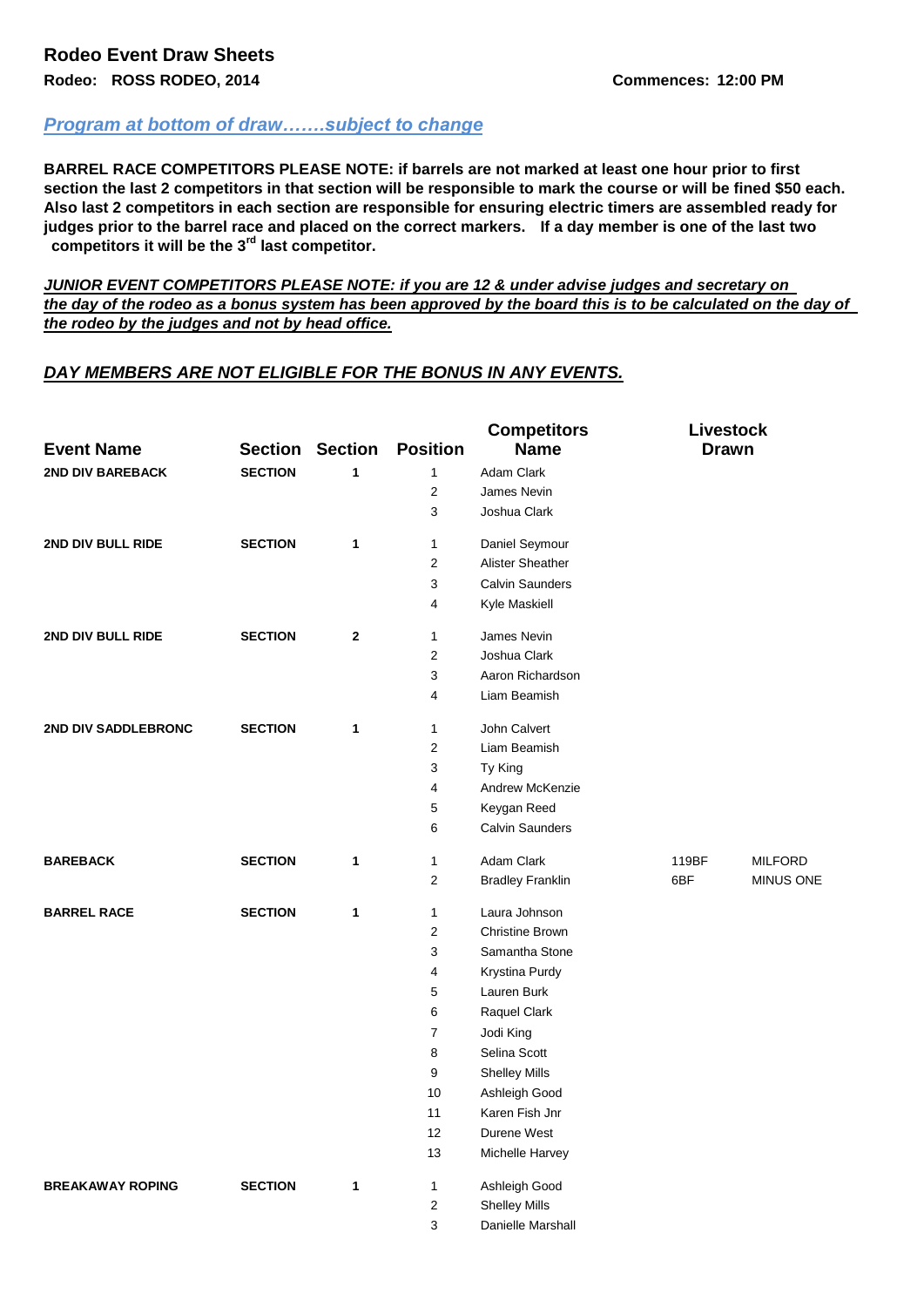## Rodeo Event Draw Sheets

**Rodeo: ROSS RODEO, 2014** **Commences: 12:00 PM**

***Program at bottom of draw…….subject to change***

**BARREL RACE COMPETITORS PLEASE NOTE: if barrels are not marked at least one hour prior to first section the last 2 competitors in that section will be responsible to mark the course or will be fined $50 each. Also last 2 competitors in each section are responsible for ensuring electric timers are assembled ready for judges prior to the barrel race and placed on the correct markers. If a day member is one of the last two competitors it will be the 3rd last competitor.**

***JUNIOR EVENT COMPETITORS PLEASE NOTE: if you are 12 & under advise judges and secretary on the day of the rodeo as a bonus system has been approved by the board this is to be calculated on the day of the rodeo by the judges and not by head office.***

***DAY MEMBERS ARE NOT ELIGIBLE FOR THE BONUS IN ANY EVENTS.***

| Event Name | Section | Section | Position | Competitors Name | Livestock Drawn | |
|---|---|---|---|---|---|---|
| **2ND DIV BAREBACK** | **SECTION** | **1** | 1 | Adam Clark | | |
| | | | 2 | James Nevin | | |
| | | | 3 | Joshua Clark | | |
| **2ND DIV BULL RIDE** | **SECTION** | **1** | 1 | Daniel Seymour | | |
| | | | 2 | Alister Sheather | | |
| | | | 3 | Calvin Saunders | | |
| | | | 4 | Kyle Maskiell | | |
| **2ND DIV BULL RIDE** | **SECTION** | **2** | 1 | James Nevin | | |
| | | | 2 | Joshua Clark | | |
| | | | 3 | Aaron Richardson | | |
| | | | 4 | Liam Beamish | | |
| **2ND DIV SADDLEBRONC** | **SECTION** | **1** | 1 | John Calvert | | |
| | | | 2 | Liam Beamish | | |
| | | | 3 | Ty King | | |
| | | | 4 | Andrew McKenzie | | |
| | | | 5 | Keygan Reed | | |
| | | | 6 | Calvin Saunders | | |
| **BAREBACK** | **SECTION** | **1** | 1 | Adam Clark | 119BF | MILFORD |
| | | | 2 | Bradley Franklin | 6BF | MINUS ONE |
| **BARREL RACE** | **SECTION** | **1** | 1 | Laura Johnson | | |
| | | | 2 | Christine Brown | | |
| | | | 3 | Samantha Stone | | |
| | | | 4 | Krystina Purdy | | |
| | | | 5 | Lauren Burk | | |
| | | | 6 | Raquel Clark | | |
| | | | 7 | Jodi King | | |
| | | | 8 | Selina Scott | | |
| | | | 9 | Shelley Mills | | |
| | | | 10 | Ashleigh Good | | |
| | | | 11 | Karen Fish Jnr | | |
| | | | 12 | Durene West | | |
| | | | 13 | Michelle Harvey | | |
| **BREAKAWAY ROPING** | **SECTION** | **1** | 1 | Ashleigh Good | | |
| | | | 2 | Shelley Mills | | |
| | | | 3 | Danielle Marshall | | |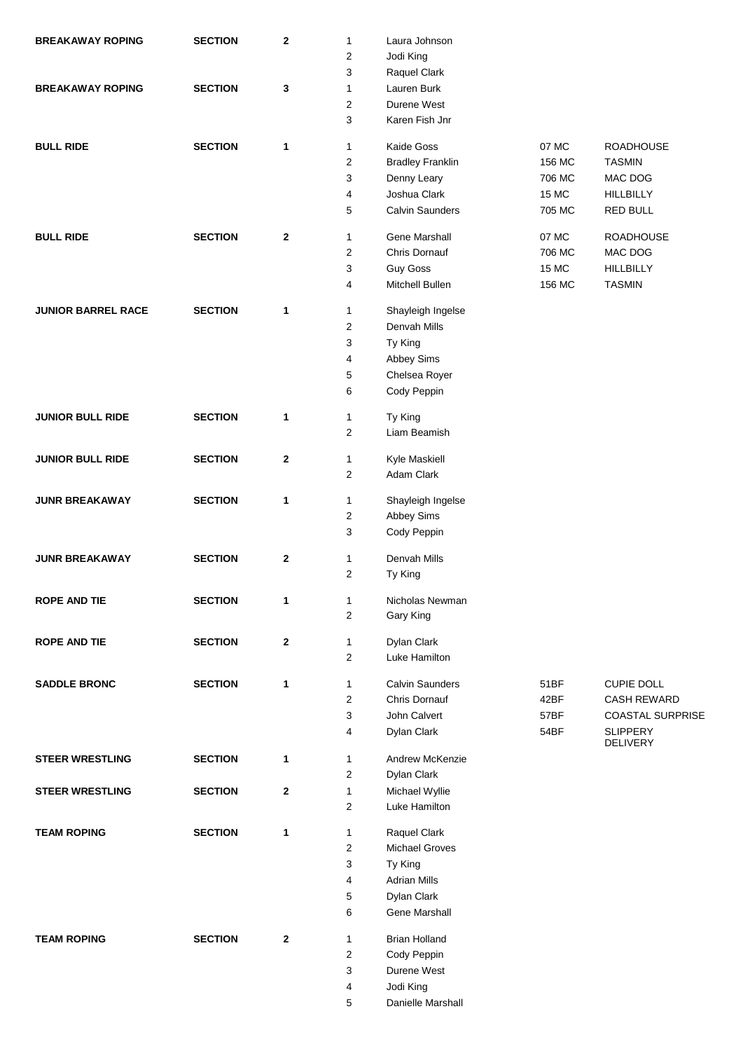| Event | | Section | Place | Name | No. | Animal |
|---|---|---|---|---|---|---|
| **BREAKAWAY ROPING** | **SECTION** | **2** | 1 | Laura Johnson | | |
| | | | 2 | Jodi King | | |
| | | | 3 | Raquel Clark | | |
| **BREAKAWAY ROPING** | **SECTION** | **3** | 1 | Lauren Burk | | |
| | | | 2 | Durene West | | |
| | | | 3 | Karen Fish Jnr | | |
| **BULL RIDE** | **SECTION** | **1** | 1 | Kaide Goss | 07 MC | ROADHOUSE |
| | | | 2 | Bradley Franklin | 156 MC | TASMIN |
| | | | 3 | Denny Leary | 706 MC | MAC DOG |
| | | | 4 | Joshua Clark | 15 MC | HILLBILLY |
| | | | 5 | Calvin Saunders | 705 MC | RED BULL |
| **BULL RIDE** | **SECTION** | **2** | 1 | Gene Marshall | 07 MC | ROADHOUSE |
| | | | 2 | Chris Dornauf | 706 MC | MAC DOG |
| | | | 3 | Guy Goss | 15 MC | HILLBILLY |
| | | | 4 | Mitchell Bullen | 156 MC | TASMIN |
| **JUNIOR BARREL RACE** | **SECTION** | **1** | 1 | Shayleigh Ingelse | | |
| | | | 2 | Denvah Mills | | |
| | | | 3 | Ty King | | |
| | | | 4 | Abbey Sims | | |
| | | | 5 | Chelsea Royer | | |
| | | | 6 | Cody Peppin | | |
| **JUNIOR BULL RIDE** | **SECTION** | **1** | 1 | Ty King | | |
| | | | 2 | Liam Beamish | | |
| **JUNIOR BULL RIDE** | **SECTION** | **2** | 1 | Kyle Maskiell | | |
| | | | 2 | Adam Clark | | |
| **JUNR BREAKAWAY** | **SECTION** | **1** | 1 | Shayleigh Ingelse | | |
| | | | 2 | Abbey Sims | | |
| | | | 3 | Cody Peppin | | |
| **JUNR BREAKAWAY** | **SECTION** | **2** | 1 | Denvah Mills | | |
| | | | 2 | Ty King | | |
| **ROPE AND TIE** | **SECTION** | **1** | 1 | Nicholas Newman | | |
| | | | 2 | Gary King | | |
| **ROPE AND TIE** | **SECTION** | **2** | 1 | Dylan Clark | | |
| | | | 2 | Luke Hamilton | | |
| **SADDLE BRONC** | **SECTION** | **1** | 1 | Calvin Saunders | 51BF | CUPIE DOLL |
| | | | 2 | Chris Dornauf | 42BF | CASH REWARD |
| | | | 3 | John Calvert | 57BF | COASTAL SURPRISE |
| | | | 4 | Dylan Clark | 54BF | SLIPPERY DELIVERY |
| **STEER WRESTLING** | **SECTION** | **1** | 1 | Andrew McKenzie | | |
| | | | 2 | Dylan Clark | | |
| **STEER WRESTLING** | **SECTION** | **2** | 1 | Michael Wyllie | | |
| | | | 2 | Luke Hamilton | | |
| **TEAM ROPING** | **SECTION** | **1** | 1 | Raquel Clark | | |
| | | | 2 | Michael Groves | | |
| | | | 3 | Ty King | | |
| | | | 4 | Adrian Mills | | |
| | | | 5 | Dylan Clark | | |
| | | | 6 | Gene Marshall | | |
| **TEAM ROPING** | **SECTION** | **2** | 1 | Brian Holland | | |
| | | | 2 | Cody Peppin | | |
| | | | 3 | Durene West | | |
| | | | 4 | Jodi King | | |
| | | | 5 | Danielle Marshall | | |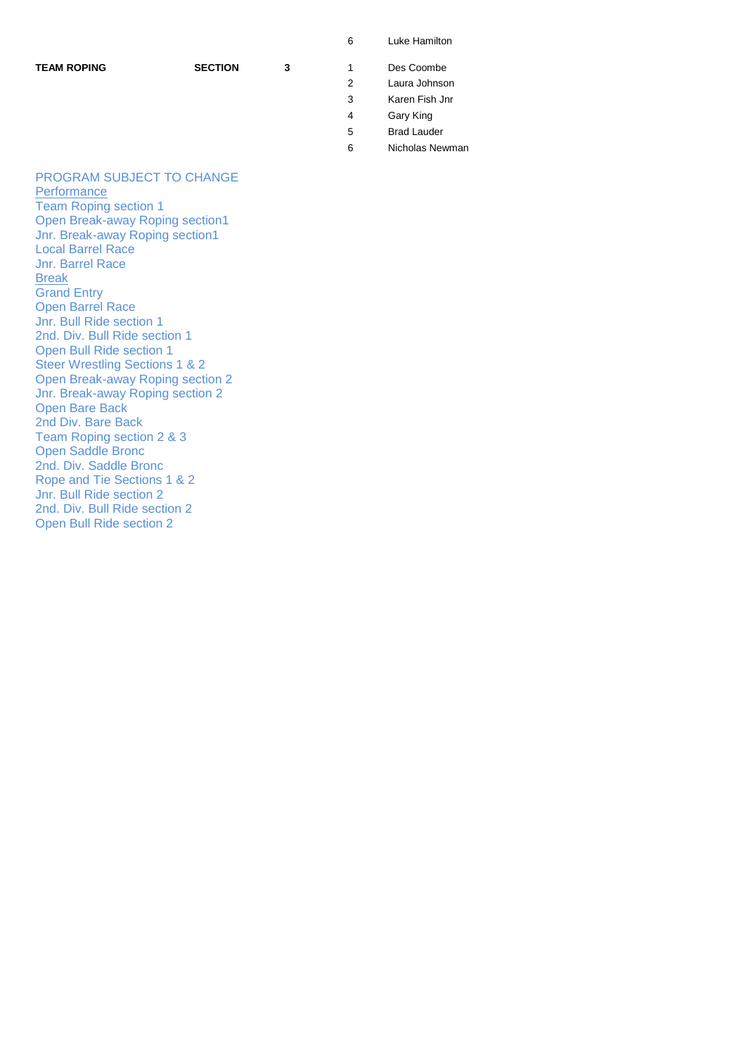| | | | | |
|---|---|---|---|---|
| | | | 6 | Luke Hamilton |
| **TEAM ROPING** | **SECTION** | **3** | 1 | Des Coombe |
| | | | 2 | Laura Johnson |
| | | | 3 | Karen Fish Jnr |
| | | | 4 | Gary King |
| | | | 5 | Brad Lauder |
| | | | 6 | Nicholas Newman |

PROGRAM SUBJECT TO CHANGE

Performance

Team Roping section 1
Open Break-away Roping section1
Jnr. Break-away Roping section1
Local Barrel Race
Jnr. Barrel Race

Break

Grand Entry
Open Barrel Race
Jnr. Bull Ride section 1
2nd. Div. Bull Ride section 1
Open Bull Ride section 1
Steer Wrestling Sections 1 & 2
Open Break-away Roping section 2
Jnr. Break-away Roping section 2
Open Bare Back
2nd Div. Bare Back
Team Roping section 2 & 3
Open Saddle Bronc
2nd. Div. Saddle Bronc
Rope and Tie Sections 1 & 2
Jnr. Bull Ride section 2
2nd. Div. Bull Ride section 2
Open Bull Ride section 2